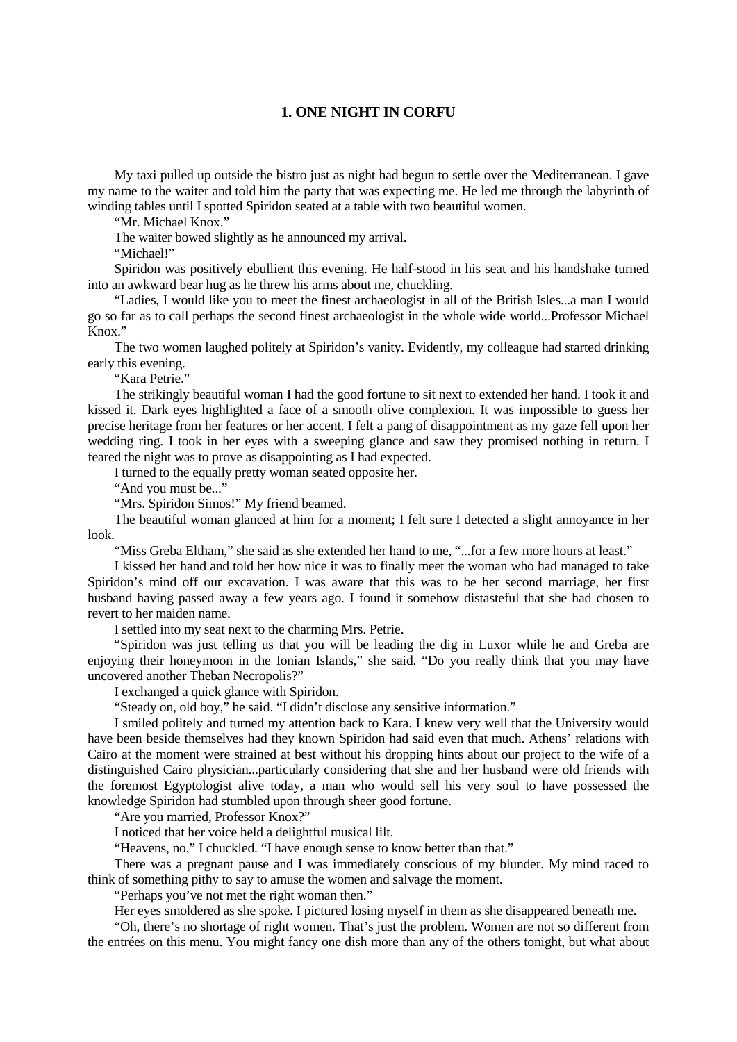# 1. ONE NIGHT IN CORFU

My taxi pulled up outside the bistro just as night had begun to settle over the Mediterranean. I gave my name to the waiter and told him the party that was expecting me. He led me through the labyrinth of winding tables until I spotted Spiridon seated at a table with two beautiful women.

"Mr. Michael Knox."

The waiter bowed slightly as he announced my arrival.

"Michael!"

Spiridon was positively ebullient this evening. He half-stood in his seat and his handshake turned into an awkward bear hug as he threw his arms about me, chuckling.

"Ladies, I would like you to meet the finest archaeologist in all of the British Isles...a man I would go so far as to call perhaps the second finest archaeologist in the whole wide world...Professor Michael Knox."

The two women laughed politely at Spiridon's vanity. Evidently, my colleague had started drinking early this evening.

"Kara Petrie."

The strikingly beautiful woman I had the good fortune to sit next to extended her hand. I took it and kissed it. Dark eyes highlighted a face of a smooth olive complexion. It was impossible to guess her precise heritage from her features or her accent. I felt a pang of disappointment as my gaze fell upon her wedding ring. I took in her eyes with a sweeping glance and saw they promised nothing in return. I feared the night was to prove as disappointing as I had expected.

I turned to the equally pretty woman seated opposite her.

"And you must be..."

"Mrs. Spiridon Simos!" My friend beamed.

The beautiful woman glanced at him for a moment; I felt sure I detected a slight annoyance in her look.

"Miss Greba Eltham," she said as she extended her hand to me, "...for a few more hours at least."

I kissed her hand and told her how nice it was to finally meet the woman who had managed to take Spiridon's mind off our excavation. I was aware that this was to be her second marriage, her first husband having passed away a few years ago. I found it somehow distasteful that she had chosen to revert to her maiden name.

I settled into my seat next to the charming Mrs. Petrie.

"Spiridon was just telling us that you will be leading the dig in Luxor while he and Greba are enjoying their honeymoon in the Ionian Islands," she said. "Do you really think that you may have uncovered another Theban Necropolis?"

I exchanged a quick glance with Spiridon.

"Steady on, old boy," he said. "I didn't disclose any sensitive information."

I smiled politely and turned my attention back to Kara. I knew very well that the University would have been beside themselves had they known Spiridon had said even that much. Athens' relations with Cairo at the moment were strained at best without his dropping hints about our project to the wife of a distinguished Cairo physician...particularly considering that she and her husband were old friends with the foremost Egyptologist alive today, a man who would sell his very soul to have possessed the knowledge Spiridon had stumbled upon through sheer good fortune.

"Are you married, Professor Knox?"

I noticed that her voice held a delightful musical lilt.

"Heavens, no," I chuckled. "I have enough sense to know better than that."

There was a pregnant pause and I was immediately conscious of my blunder. My mind raced to think of something pithy to say to amuse the women and salvage the moment.

"Perhaps you've not met the right woman then."

Her eyes smoldered as she spoke. I pictured losing myself in them as she disappeared beneath me.

"Oh, there's no shortage of right women. That's just the problem. Women are not so different from the entrées on this menu. You might fancy one dish more than any of the others tonight, but what about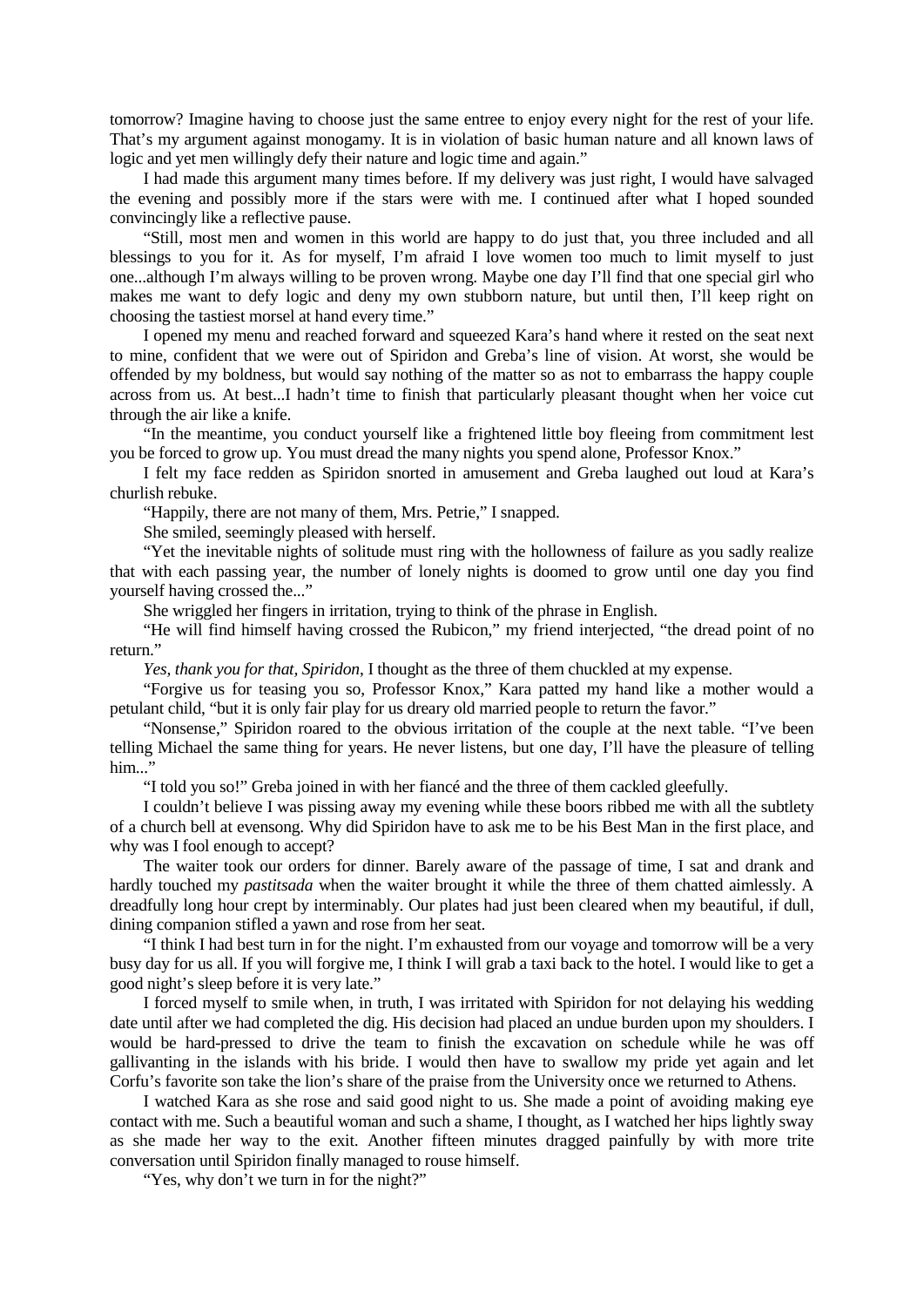tomorrow? Imagine having to choose just the same entree to enjoy every night for the rest of your life. That's my argument against monogamy. It is in violation of basic human nature and all known laws of logic and yet men willingly defy their nature and logic time and again."

I had made this argument many times before. If my delivery was just right, I would have salvaged the evening and possibly more if the stars were with me. I continued after what I hoped sounded convincingly like a reflective pause.

"Still, most men and women in this world are happy to do just that, you three included and all blessings to you for it. As for myself, I'm afraid I love women too much to limit myself to just one...although I'm always willing to be proven wrong. Maybe one day I'll find that one special girl who makes me want to defy logic and deny my own stubborn nature, but until then, I'll keep right on choosing the tastiest morsel at hand every time."

I opened my menu and reached forward and squeezed Kara's hand where it rested on the seat next to mine, confident that we were out of Spiridon and Greba's line of vision. At worst, she would be offended by my boldness, but would say nothing of the matter so as not to embarrass the happy couple across from us. At best...I hadn't time to finish that particularly pleasant thought when her voice cut through the air like a knife.

"In the meantime, you conduct yourself like a frightened little boy fleeing from commitment lest you be forced to grow up. You must dread the many nights you spend alone, Professor Knox."

I felt my face redden as Spiridon snorted in amusement and Greba laughed out loud at Kara's churlish rebuke.

"Happily, there are not many of them, Mrs. Petrie," I snapped.

She smiled, seemingly pleased with herself.

"Yet the inevitable nights of solitude must ring with the hollowness of failure as you sadly realize that with each passing year, the number of lonely nights is doomed to grow until one day you find yourself having crossed the..."

She wriggled her fingers in irritation, trying to think of the phrase in English.

"He will find himself having crossed the Rubicon," my friend interjected, "the dread point of no return."

*Yes, thank you for that, Spiridon*, I thought as the three of them chuckled at my expense.

"Forgive us for teasing you so, Professor Knox," Kara patted my hand like a mother would a petulant child, "but it is only fair play for us dreary old married people to return the favor."

"Nonsense," Spiridon roared to the obvious irritation of the couple at the next table. "I've been telling Michael the same thing for years. He never listens, but one day, I'll have the pleasure of telling him..."

"I told you so!" Greba joined in with her fiancé and the three of them cackled gleefully.

I couldn't believe I was pissing away my evening while these boors ribbed me with all the subtlety of a church bell at evensong. Why did Spiridon have to ask me to be his Best Man in the first place, and why was I fool enough to accept?

The waiter took our orders for dinner. Barely aware of the passage of time, I sat and drank and hardly touched my *pastitsada* when the waiter brought it while the three of them chatted aimlessly. A dreadfully long hour crept by interminably. Our plates had just been cleared when my beautiful, if dull, dining companion stifled a yawn and rose from her seat.

"I think I had best turn in for the night. I'm exhausted from our voyage and tomorrow will be a very busy day for us all. If you will forgive me, I think I will grab a taxi back to the hotel. I would like to get a good night's sleep before it is very late."

I forced myself to smile when, in truth, I was irritated with Spiridon for not delaying his wedding date until after we had completed the dig. His decision had placed an undue burden upon my shoulders. I would be hard-pressed to drive the team to finish the excavation on schedule while he was off gallivanting in the islands with his bride. I would then have to swallow my pride yet again and let Corfu's favorite son take the lion's share of the praise from the University once we returned to Athens.

I watched Kara as she rose and said good night to us. She made a point of avoiding making eye contact with me. Such a beautiful woman and such a shame, I thought, as I watched her hips lightly sway as she made her way to the exit. Another fifteen minutes dragged painfully by with more trite conversation until Spiridon finally managed to rouse himself.

"Yes, why don't we turn in for the night?"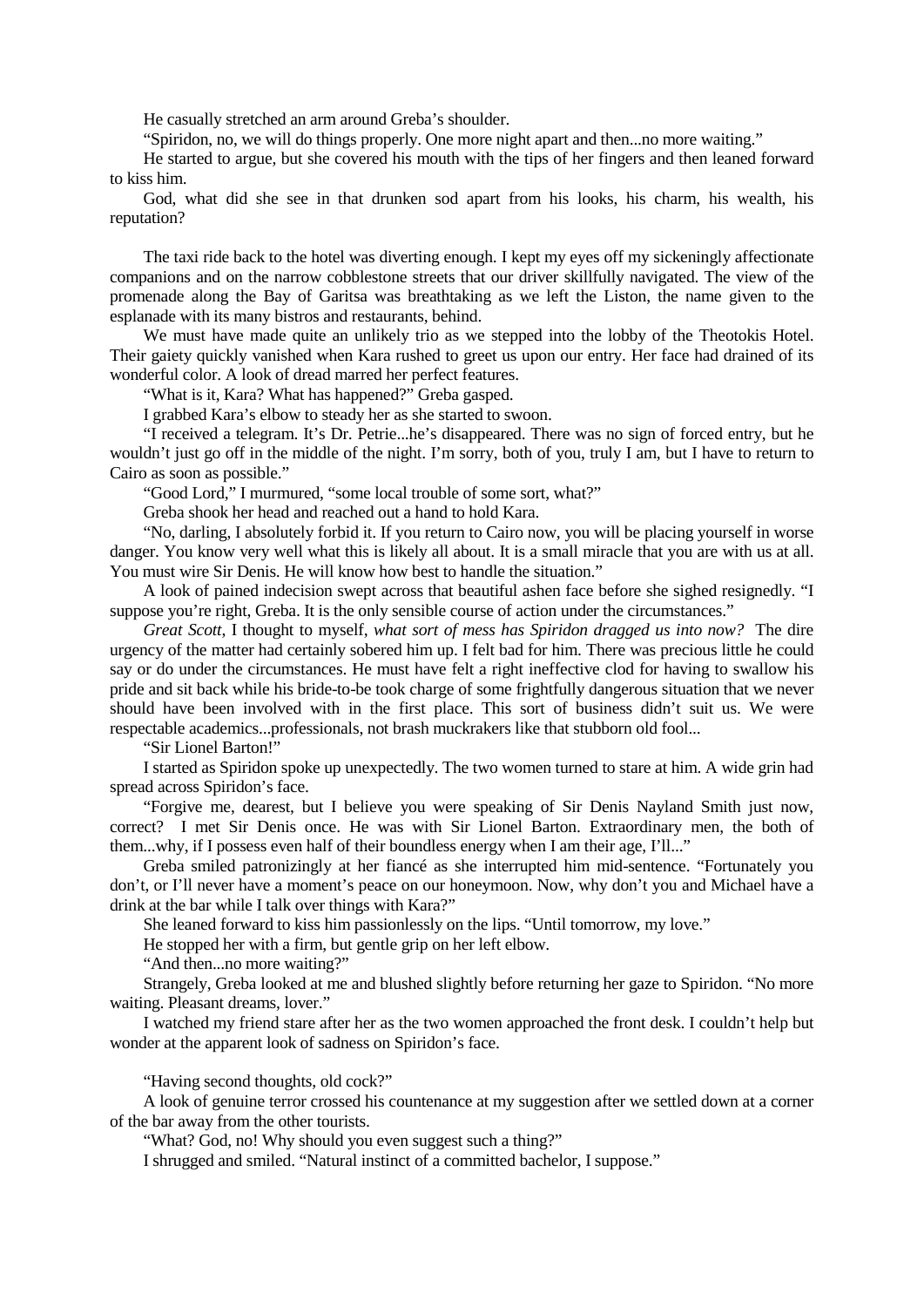He casually stretched an arm around Greba's shoulder.

"Spiridon, no, we will do things properly. One more night apart and then...no more waiting."

He started to argue, but she covered his mouth with the tips of her fingers and then leaned forward to kiss him.

God, what did she see in that drunken sod apart from his looks, his charm, his wealth, his reputation?

The taxi ride back to the hotel was diverting enough. I kept my eyes off my sickeningly affectionate companions and on the narrow cobblestone streets that our driver skillfully navigated. The view of the promenade along the Bay of Garitsa was breathtaking as we left the Liston, the name given to the esplanade with its many bistros and restaurants, behind.

We must have made quite an unlikely trio as we stepped into the lobby of the Theotokis Hotel. Their gaiety quickly vanished when Kara rushed to greet us upon our entry. Her face had drained of its wonderful color. A look of dread marred her perfect features.

"What is it, Kara? What has happened?" Greba gasped.

I grabbed Kara's elbow to steady her as she started to swoon.

"I received a telegram. It's Dr. Petrie...he's disappeared. There was no sign of forced entry, but he wouldn't just go off in the middle of the night. I'm sorry, both of you, truly I am, but I have to return to Cairo as soon as possible."

"Good Lord," I murmured, "some local trouble of some sort, what?"

Greba shook her head and reached out a hand to hold Kara.

"No, darling, I absolutely forbid it. If you return to Cairo now, you will be placing yourself in worse danger. You know very well what this is likely all about. It is a small miracle that you are with us at all. You must wire Sir Denis. He will know how best to handle the situation."

A look of pained indecision swept across that beautiful ashen face before she sighed resignedly. "I suppose you're right, Greba. It is the only sensible course of action under the circumstances."

*Great Scott*, I thought to myself, *what sort of mess has Spiridon dragged us into now?* The dire urgency of the matter had certainly sobered him up. I felt bad for him. There was precious little he could say or do under the circumstances. He must have felt a right ineffective clod for having to swallow his pride and sit back while his bride-to-be took charge of some frightfully dangerous situation that we never should have been involved with in the first place. This sort of business didn't suit us. We were respectable academics...professionals, not brash muckrakers like that stubborn old fool...

"Sir Lionel Barton!"

I started as Spiridon spoke up unexpectedly. The two women turned to stare at him. A wide grin had spread across Spiridon's face.

"Forgive me, dearest, but I believe you were speaking of Sir Denis Nayland Smith just now, correct? I met Sir Denis once. He was with Sir Lionel Barton. Extraordinary men, the both of them...why, if I possess even half of their boundless energy when I am their age, I'll..."

Greba smiled patronizingly at her fiancé as she interrupted him mid-sentence. "Fortunately you don't, or I'll never have a moment's peace on our honeymoon. Now, why don't you and Michael have a drink at the bar while I talk over things with Kara?"

She leaned forward to kiss him passionlessly on the lips. "Until tomorrow, my love."

He stopped her with a firm, but gentle grip on her left elbow.

"And then...no more waiting?"

Strangely, Greba looked at me and blushed slightly before returning her gaze to Spiridon. "No more waiting. Pleasant dreams, lover."

I watched my friend stare after her as the two women approached the front desk. I couldn't help but wonder at the apparent look of sadness on Spiridon's face.

"Having second thoughts, old cock?"

A look of genuine terror crossed his countenance at my suggestion after we settled down at a corner of the bar away from the other tourists.

"What? God, no! Why should you even suggest such a thing?"

I shrugged and smiled. "Natural instinct of a committed bachelor, I suppose."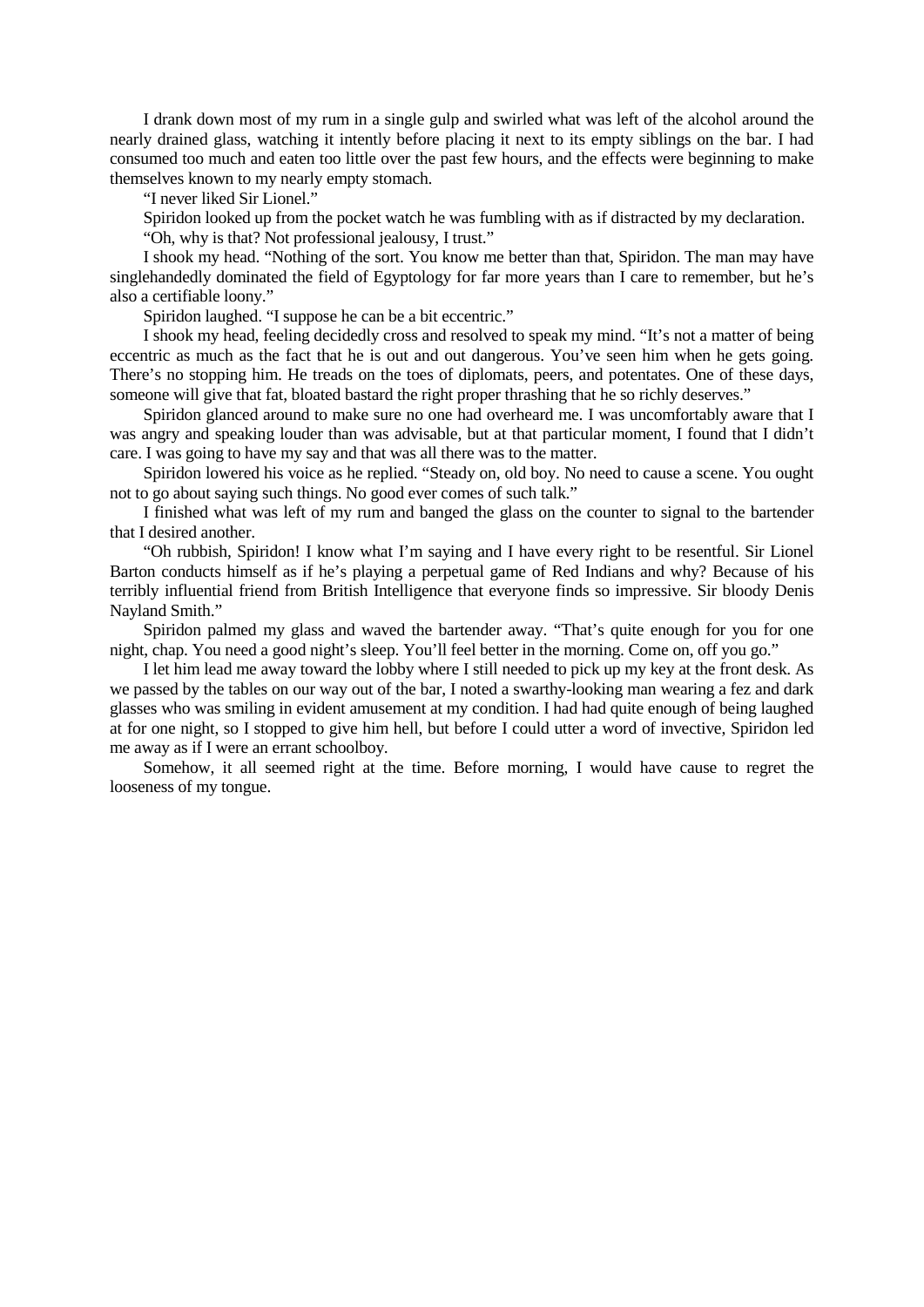I drank down most of my rum in a single gulp and swirled what was left of the alcohol around the nearly drained glass, watching it intently before placing it next to its empty siblings on the bar. I had consumed too much and eaten too little over the past few hours, and the effects were beginning to make themselves known to my nearly empty stomach.

"I never liked Sir Lionel."

Spiridon looked up from the pocket watch he was fumbling with as if distracted by my declaration.

"Oh, why is that? Not professional jealousy, I trust."

I shook my head. "Nothing of the sort. You know me better than that, Spiridon. The man may have singlehandedly dominated the field of Egyptology for far more years than I care to remember, but he's also a certifiable loony."

Spiridon laughed. "I suppose he can be a bit eccentric."

I shook my head, feeling decidedly cross and resolved to speak my mind. "It's not a matter of being eccentric as much as the fact that he is out and out dangerous. You've seen him when he gets going. There's no stopping him. He treads on the toes of diplomats, peers, and potentates. One of these days, someone will give that fat, bloated bastard the right proper thrashing that he so richly deserves."

Spiridon glanced around to make sure no one had overheard me. I was uncomfortably aware that I was angry and speaking louder than was advisable, but at that particular moment, I found that I didn't care. I was going to have my say and that was all there was to the matter.

Spiridon lowered his voice as he replied. "Steady on, old boy. No need to cause a scene. You ought not to go about saying such things. No good ever comes of such talk."

I finished what was left of my rum and banged the glass on the counter to signal to the bartender that I desired another.

"Oh rubbish, Spiridon! I know what I'm saying and I have every right to be resentful. Sir Lionel Barton conducts himself as if he's playing a perpetual game of Red Indians and why? Because of his terribly influential friend from British Intelligence that everyone finds so impressive. Sir bloody Denis Nayland Smith."

Spiridon palmed my glass and waved the bartender away. "That's quite enough for you for one night, chap. You need a good night's sleep. You'll feel better in the morning. Come on, off you go."

I let him lead me away toward the lobby where I still needed to pick up my key at the front desk. As we passed by the tables on our way out of the bar, I noted a swarthy-looking man wearing a fez and dark glasses who was smiling in evident amusement at my condition. I had had quite enough of being laughed at for one night, so I stopped to give him hell, but before I could utter a word of invective, Spiridon led me away as if I were an errant schoolboy.

Somehow, it all seemed right at the time. Before morning, I would have cause to regret the looseness of my tongue.